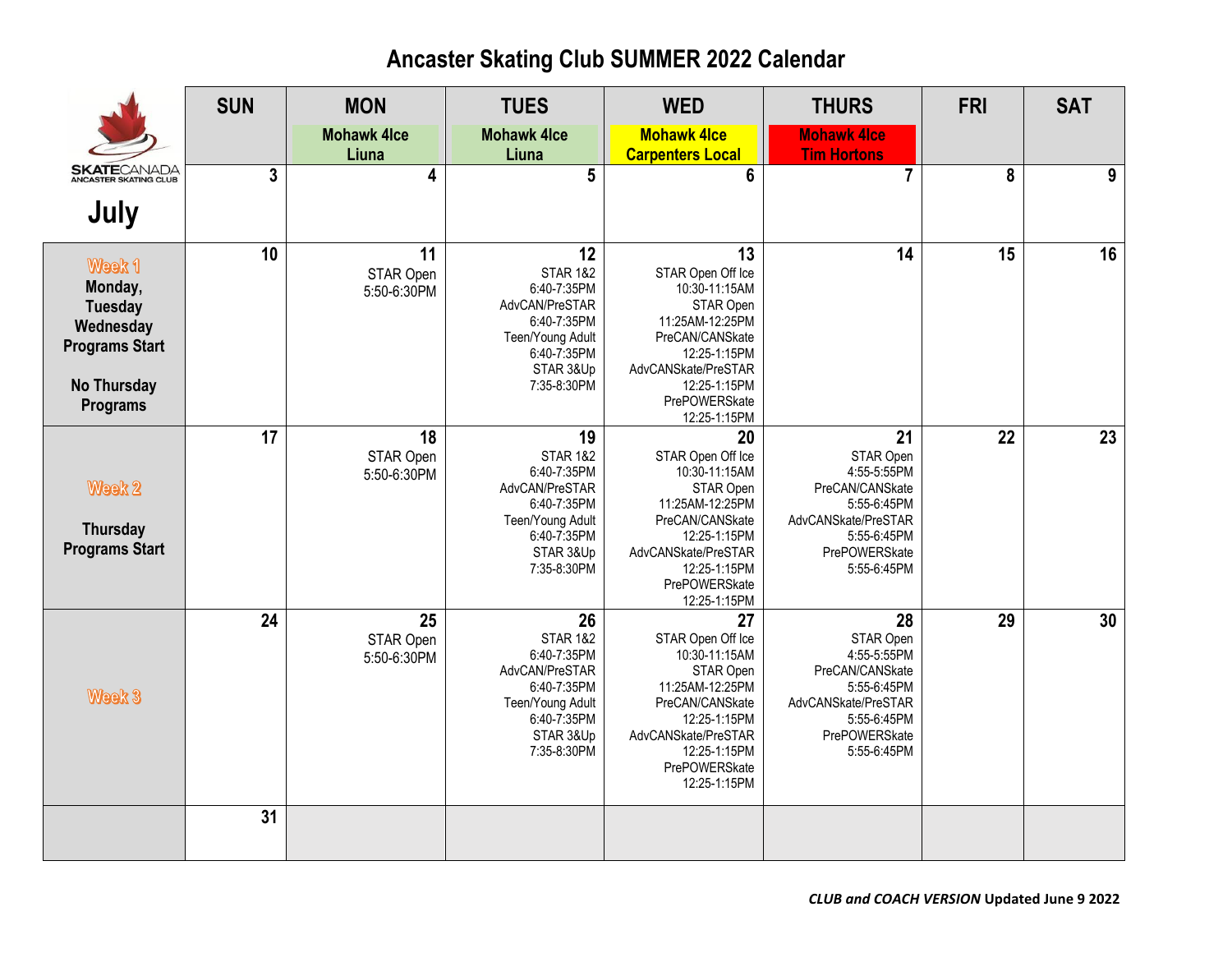# Ancaster Skating Club SUMMER 2022 Calendar

| SKATECANADA ANCASTER SKATING CLUB **July** | SUN | MON Mohawk 4Ice Liuna | TUES Mohawk 4Ice Liuna | WED Mohawk 4Ice Carpenters Local | THURS Mohawk 4Ice Tim Hortons | FRI | SAT |
|---|---|---|---|---|---|---|---|
| | 3 | 4 | 5 | 6 | 7 | 8 | 9 |
| **Week 1** Monday, Tuesday Wednesday Programs Start<br><br>No Thursday Programs | 10 | 11<br>STAR Open<br>5:50-6:30PM | 12<br>STAR 1&2<br>6:40-7:35PM<br>AdvCAN/PreSTAR<br>6:40-7:35PM<br>Teen/Young Adult<br>6:40-7:35PM<br>STAR 3&Up<br>7:35-8:30PM | 13<br>STAR Open Off Ice<br>10:30-11:15AM<br>STAR Open<br>11:25AM-12:25PM<br>PreCAN/CANSkate<br>12:25-1:15PM<br>AdvCANSkate/PreSTAR<br>12:25-1:15PM<br>PrePOWERSkate<br>12:25-1:15PM | 14 | 15 | 16 |
| **Week 2**<br><br>Thursday Programs Start | 17 | 18<br>STAR Open<br>5:50-6:30PM | 19<br>STAR 1&2<br>6:40-7:35PM<br>AdvCAN/PreSTAR<br>6:40-7:35PM<br>Teen/Young Adult<br>6:40-7:35PM<br>STAR 3&Up<br>7:35-8:30PM | 20<br>STAR Open Off Ice<br>10:30-11:15AM<br>STAR Open<br>11:25AM-12:25PM<br>PreCAN/CANSkate<br>12:25-1:15PM<br>AdvCANSkate/PreSTAR<br>12:25-1:15PM<br>PrePOWERSkate<br>12:25-1:15PM | 21<br>STAR Open<br>4:55-5:55PM<br>PreCAN/CANSkate<br>5:55-6:45PM<br>AdvCANSkate/PreSTAR<br>5:55-6:45PM<br>PrePOWERSkate<br>5:55-6:45PM | 22 | 23 |
| **Week 3** | 24 | 25<br>STAR Open<br>5:50-6:30PM | 26<br>STAR 1&2<br>6:40-7:35PM<br>AdvCAN/PreSTAR<br>6:40-7:35PM<br>Teen/Young Adult<br>6:40-7:35PM<br>STAR 3&Up<br>7:35-8:30PM | 27<br>STAR Open Off Ice<br>10:30-11:15AM<br>STAR Open<br>11:25AM-12:25PM<br>PreCAN/CANSkate<br>12:25-1:15PM<br>AdvCANSkate/PreSTAR<br>12:25-1:15PM<br>PrePOWERSkate<br>12:25-1:15PM | 28<br>STAR Open<br>4:55-5:55PM<br>PreCAN/CANSkate<br>5:55-6:45PM<br>AdvCANSkate/PreSTAR<br>5:55-6:45PM<br>PrePOWERSkate<br>5:55-6:45PM | 29 | 30 |
| | 31 | | | | | | |

***CLUB and COACH VERSION*** **Updated June 9 2022**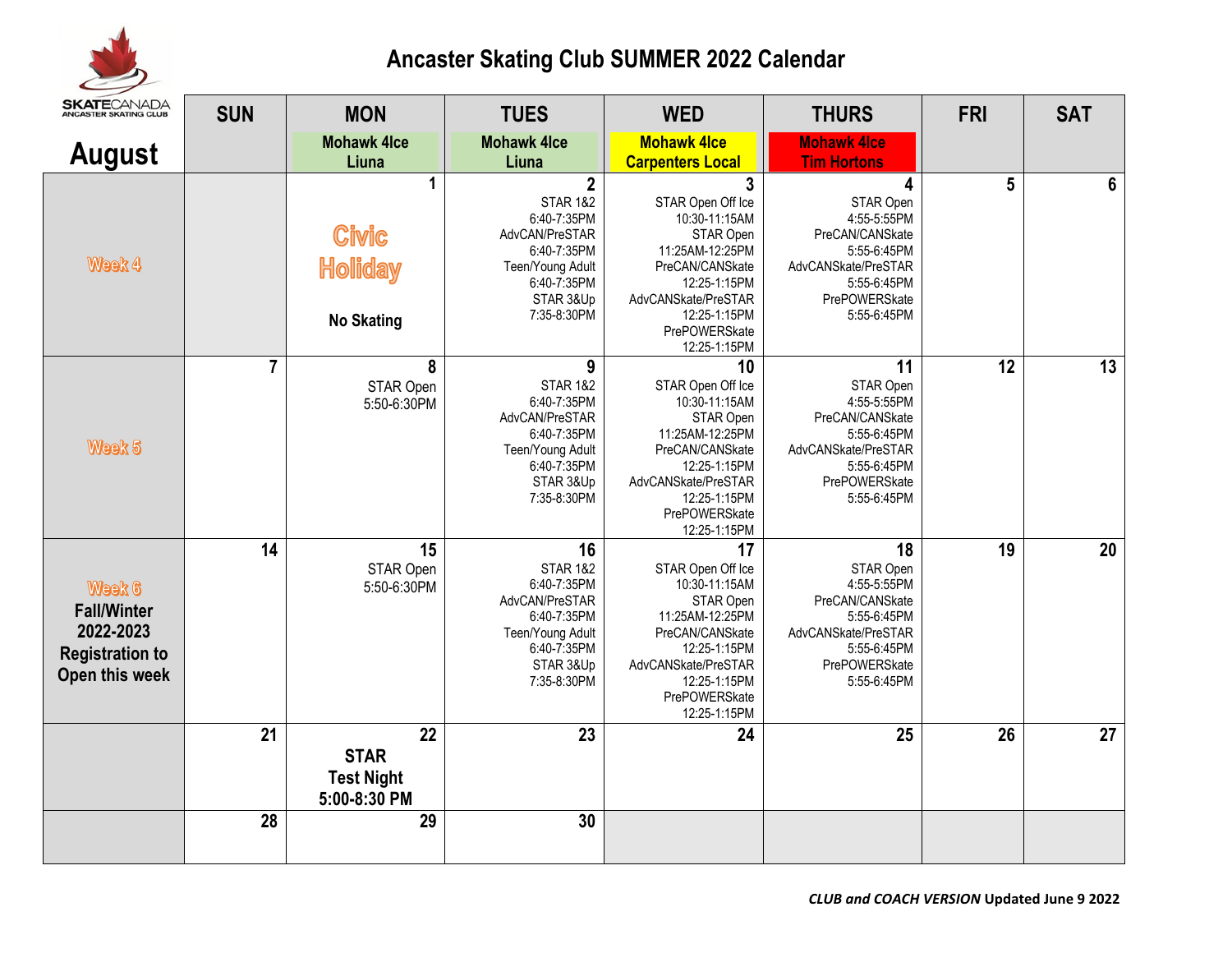SKATECANADA
ANCASTER SKATING CLUB

# Ancaster Skating Club SUMMER 2022 Calendar

| August | SUN | MON | TUES | WED | THURS | FRI | SAT |
|---|---|---|---|---|---|---|---|
| | | Mohawk 4Ice Liuna | Mohawk 4Ice Liuna | Mohawk 4Ice Carpenters Local | Mohawk 4Ice Tim Hortons | | |
| Week 4 | | 1<br>Civic Holiday<br>No Skating | 2<br>STAR 1&2<br>6:40-7:35PM<br>AdvCAN/PreSTAR<br>6:40-7:35PM<br>Teen/Young Adult<br>6:40-7:35PM<br>STAR 3&Up<br>7:35-8:30PM | 3<br>STAR Open Off Ice<br>10:30-11:15AM<br>STAR Open<br>11:25AM-12:25PM<br>PreCAN/CANSkate<br>12:25-1:15PM<br>AdvCANSkate/PreSTAR<br>12:25-1:15PM<br>PrePOWERSkate<br>12:25-1:15PM | 4<br>STAR Open<br>4:55-5:55PM<br>PreCAN/CANSkate<br>5:55-6:45PM<br>AdvCANSkate/PreSTAR<br>5:55-6:45PM<br>PrePOWERSkate<br>5:55-6:45PM | 5 | 6 |
| Week 5 | 7 | 8<br>STAR Open<br>5:50-6:30PM | 9<br>STAR 1&2<br>6:40-7:35PM<br>AdvCAN/PreSTAR<br>6:40-7:35PM<br>Teen/Young Adult<br>6:40-7:35PM<br>STAR 3&Up<br>7:35-8:30PM | 10<br>STAR Open Off Ice<br>10:30-11:15AM<br>STAR Open<br>11:25AM-12:25PM<br>PreCAN/CANSkate<br>12:25-1:15PM<br>AdvCANSkate/PreSTAR<br>12:25-1:15PM<br>PrePOWERSkate<br>12:25-1:15PM | 11<br>STAR Open<br>4:55-5:55PM<br>PreCAN/CANSkate<br>5:55-6:45PM<br>AdvCANSkate/PreSTAR<br>5:55-6:45PM<br>PrePOWERSkate<br>5:55-6:45PM | 12 | 13 |
| Week 6<br>Fall/Winter 2022-2023 Registration to Open this week | 14 | 15<br>STAR Open<br>5:50-6:30PM | 16<br>STAR 1&2<br>6:40-7:35PM<br>AdvCAN/PreSTAR<br>6:40-7:35PM<br>Teen/Young Adult<br>6:40-7:35PM<br>STAR 3&Up<br>7:35-8:30PM | 17<br>STAR Open Off Ice<br>10:30-11:15AM<br>STAR Open<br>11:25AM-12:25PM<br>PreCAN/CANSkate<br>12:25-1:15PM<br>AdvCANSkate/PreSTAR<br>12:25-1:15PM<br>PrePOWERSkate<br>12:25-1:15PM | 18<br>STAR Open<br>4:55-5:55PM<br>PreCAN/CANSkate<br>5:55-6:45PM<br>AdvCANSkate/PreSTAR<br>5:55-6:45PM<br>PrePOWERSkate<br>5:55-6:45PM | 19 | 20 |
| | 21 | 22<br>STAR Test Night<br>5:00-8:30 PM | 23 | 24 | 25 | 26 | 27 |
| | 28 | 29 | 30 | | | | |

***CLUB and COACH VERSION*** **Updated June 9 2022**